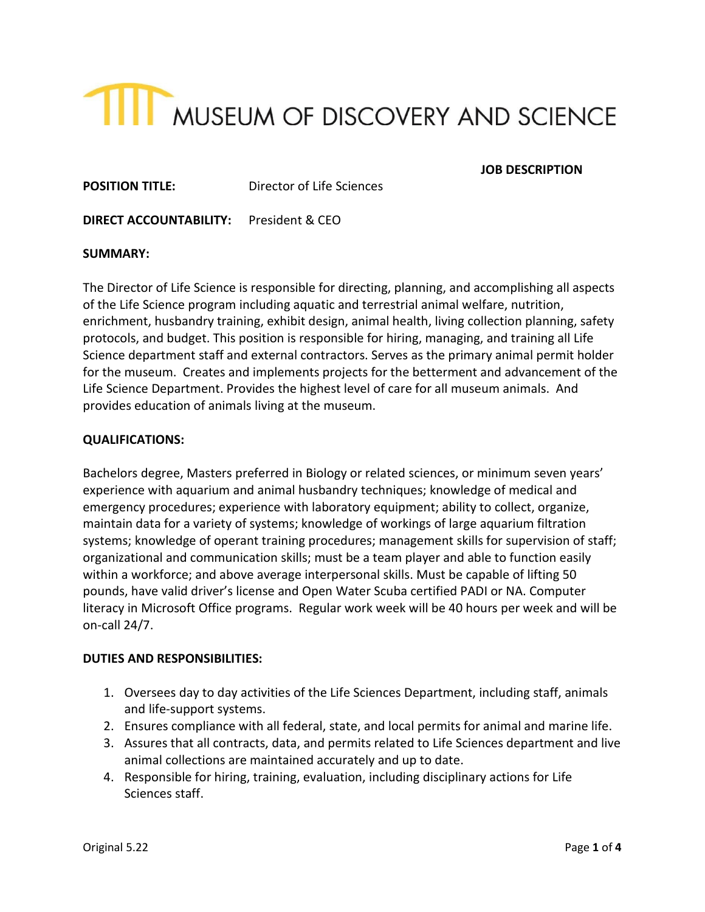# MUSEUM OF DISCOVERY AND SCIENCE

**JOB DESCRIPTION**

**POSITION TITLE:** Director of Life Sciences

**DIRECT ACCOUNTABILITY:** President & CEO

**SUMMARY:**

The Director of Life Science is responsible for directing, planning, and accomplishing all aspects of the Life Science program including aquatic and terrestrial animal welfare, nutrition, enrichment, husbandry training, exhibit design, animal health, living collection planning, safety protocols, and budget. This position is responsible for hiring, managing, and training all Life Science department staff and external contractors. Serves as the primary animal permit holder for the museum. Creates and implements projects for the betterment and advancement of the Life Science Department. Provides the highest level of care for all museum animals. And provides education of animals living at the museum.

**QUALIFICATIONS:**

Bachelors degree, Masters preferred in Biology or related sciences, or minimum seven years' experience with aquarium and animal husbandry techniques; knowledge of medical and emergency procedures; experience with laboratory equipment; ability to collect, organize, maintain data for a variety of systems; knowledge of workings of large aquarium filtration systems; knowledge of operant training procedures; management skills for supervision of staff; organizational and communication skills; must be a team player and able to function easily within a workforce; and above average interpersonal skills. Must be capable of lifting 50 pounds, have valid driver's license and Open Water Scuba certified PADI or NA. Computer literacy in Microsoft Office programs. Regular work week will be 40 hours per week and will be on-call 24/7.

**DUTIES AND RESPONSIBILITIES:**

1. Oversees day to day activities of the Life Sciences Department, including staff, animals and life-support systems.
2. Ensures compliance with all federal, state, and local permits for animal and marine life.
3. Assures that all contracts, data, and permits related to Life Sciences department and live animal collections are maintained accurately and up to date.
4. Responsible for hiring, training, evaluation, including disciplinary actions for Life Sciences staff.

Original 5.22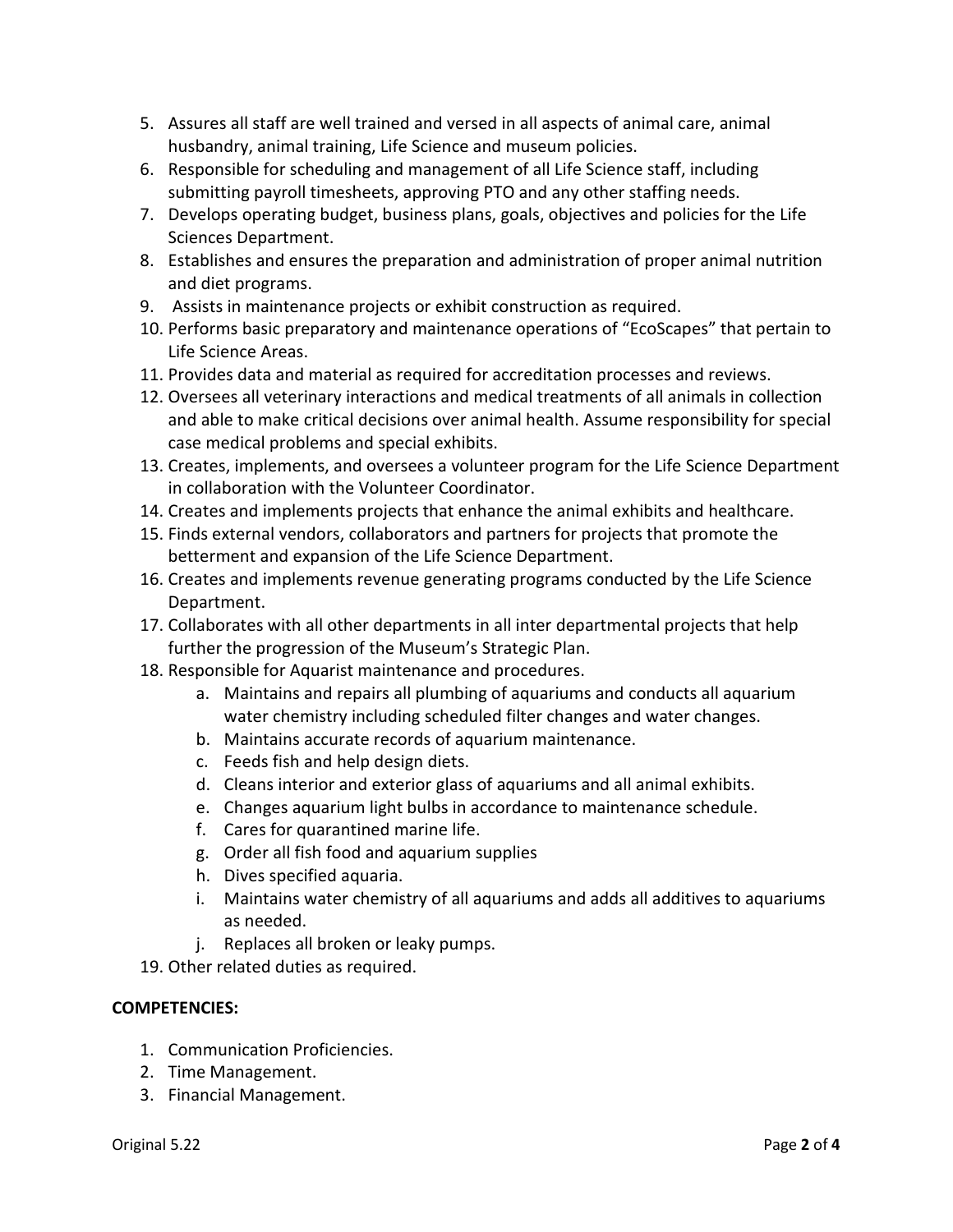5. Assures all staff are well trained and versed in all aspects of animal care, animal husbandry, animal training, Life Science and museum policies.
6. Responsible for scheduling and management of all Life Science staff, including submitting payroll timesheets, approving PTO and any other staffing needs.
7. Develops operating budget, business plans, goals, objectives and policies for the Life Sciences Department.
8. Establishes and ensures the preparation and administration of proper animal nutrition and diet programs.
9. Assists in maintenance projects or exhibit construction as required.
10. Performs basic preparatory and maintenance operations of "EcoScapes" that pertain to Life Science Areas.
11. Provides data and material as required for accreditation processes and reviews.
12. Oversees all veterinary interactions and medical treatments of all animals in collection and able to make critical decisions over animal health. Assume responsibility for special case medical problems and special exhibits.
13. Creates, implements, and oversees a volunteer program for the Life Science Department in collaboration with the Volunteer Coordinator.
14. Creates and implements projects that enhance the animal exhibits and healthcare.
15. Finds external vendors, collaborators and partners for projects that promote the betterment and expansion of the Life Science Department.
16. Creates and implements revenue generating programs conducted by the Life Science Department.
17. Collaborates with all other departments in all inter departmental projects that help further the progression of the Museum's Strategic Plan.
18. Responsible for Aquarist maintenance and procedures.
    a. Maintains and repairs all plumbing of aquariums and conducts all aquarium water chemistry including scheduled filter changes and water changes.
    b. Maintains accurate records of aquarium maintenance.
    c. Feeds fish and help design diets.
    d. Cleans interior and exterior glass of aquariums and all animal exhibits.
    e. Changes aquarium light bulbs in accordance to maintenance schedule.
    f. Cares for quarantined marine life.
    g. Order all fish food and aquarium supplies
    h. Dives specified aquaria.
    i. Maintains water chemistry of all aquariums and adds all additives to aquariums as needed.
    j. Replaces all broken or leaky pumps.
19. Other related duties as required.

**COMPETENCIES:**

1. Communication Proficiencies.
2. Time Management.
3. Financial Management.

Original 5.22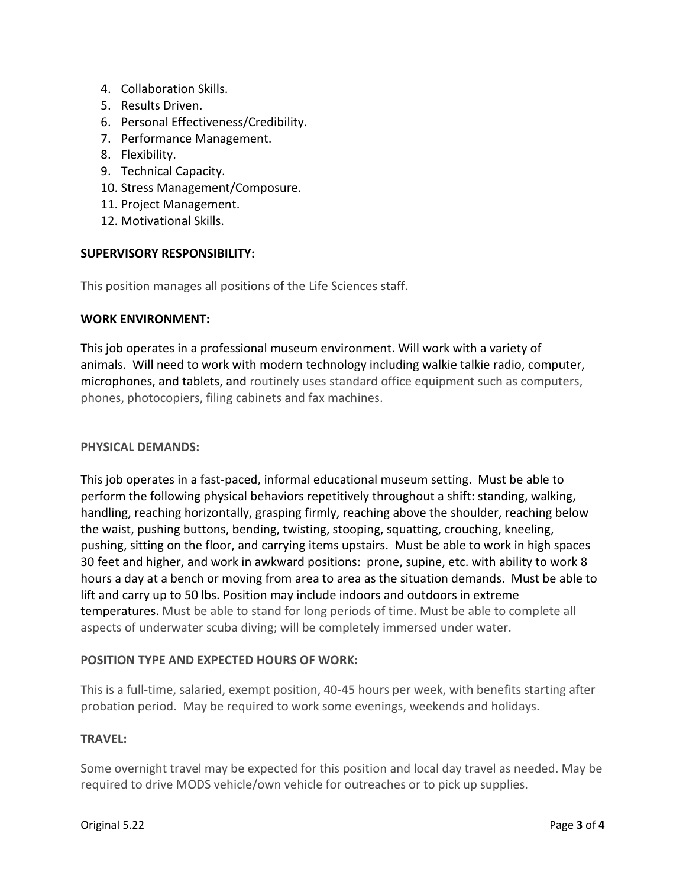4. Collaboration Skills.
5. Results Driven.
6. Personal Effectiveness/Credibility.
7. Performance Management.
8. Flexibility.
9. Technical Capacity.
10. Stress Management/Composure.
11. Project Management.
12. Motivational Skills.

**SUPERVISORY RESPONSIBILITY:**

This position manages all positions of the Life Sciences staff.

**WORK ENVIRONMENT:**

This job operates in a professional museum environment. Will work with a variety of animals. Will need to work with modern technology including walkie talkie radio, computer, microphones, and tablets, and routinely uses standard office equipment such as computers, phones, photocopiers, filing cabinets and fax machines.

**PHYSICAL DEMANDS:**

This job operates in a fast-paced, informal educational museum setting. Must be able to perform the following physical behaviors repetitively throughout a shift: standing, walking, handling, reaching horizontally, grasping firmly, reaching above the shoulder, reaching below the waist, pushing buttons, bending, twisting, stooping, squatting, crouching, kneeling, pushing, sitting on the floor, and carrying items upstairs. Must be able to work in high spaces 30 feet and higher, and work in awkward positions: prone, supine, etc. with ability to work 8 hours a day at a bench or moving from area to area as the situation demands. Must be able to lift and carry up to 50 lbs. Position may include indoors and outdoors in extreme temperatures. Must be able to stand for long periods of time. Must be able to complete all aspects of underwater scuba diving; will be completely immersed under water.

**POSITION TYPE AND EXPECTED HOURS OF WORK:**

This is a full-time, salaried, exempt position, 40-45 hours per week, with benefits starting after probation period. May be required to work some evenings, weekends and holidays.

**TRAVEL:**

Some overnight travel may be expected for this position and local day travel as needed. May be required to drive MODS vehicle/own vehicle for outreaches or to pick up supplies.

Original 5.22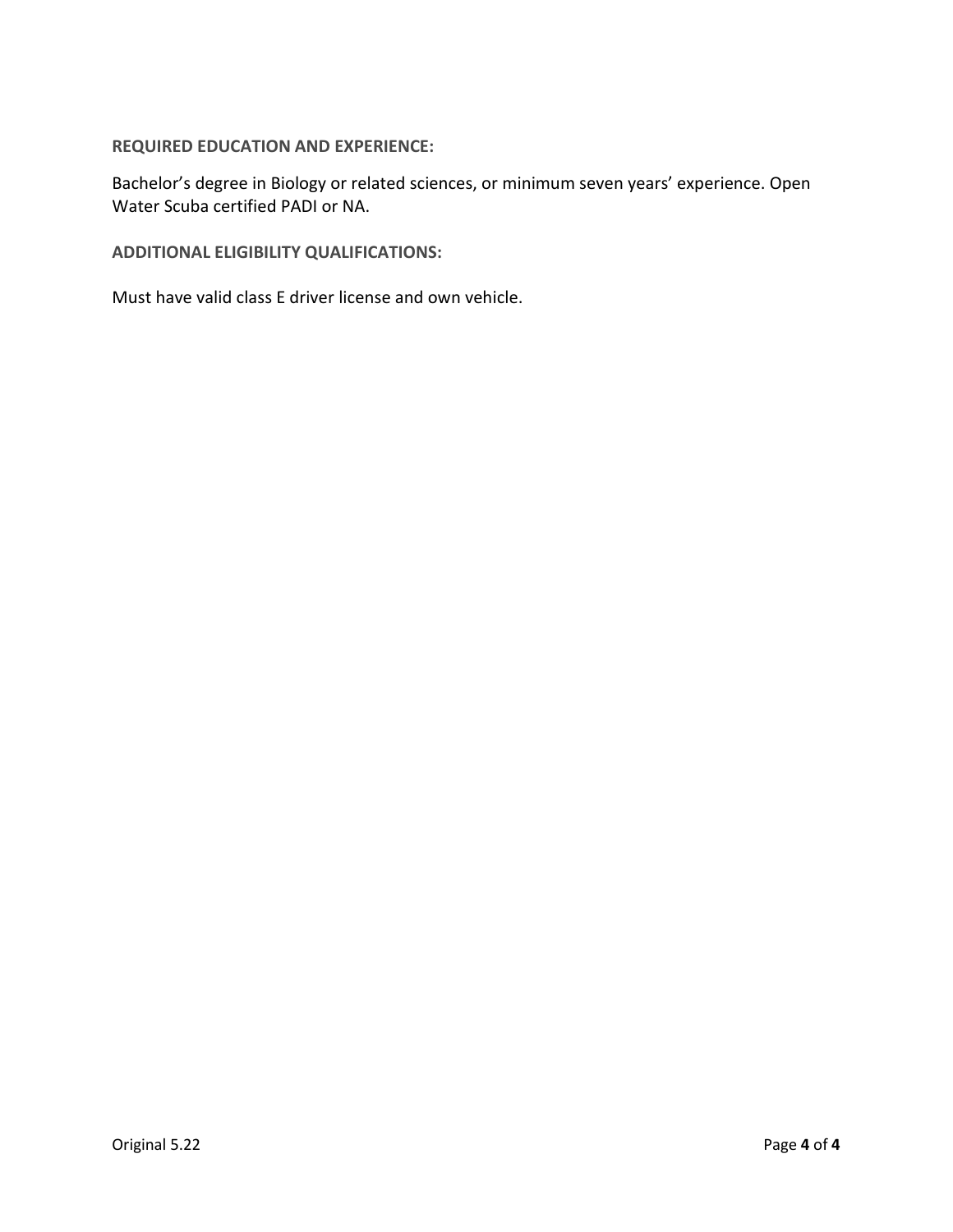### REQUIRED EDUCATION AND EXPERIENCE:

Bachelor's degree in Biology or related sciences, or minimum seven years' experience. Open Water Scuba certified PADI or NA.

### ADDITIONAL ELIGIBILITY QUALIFICATIONS:

Must have valid class E driver license and own vehicle.

Original 5.22